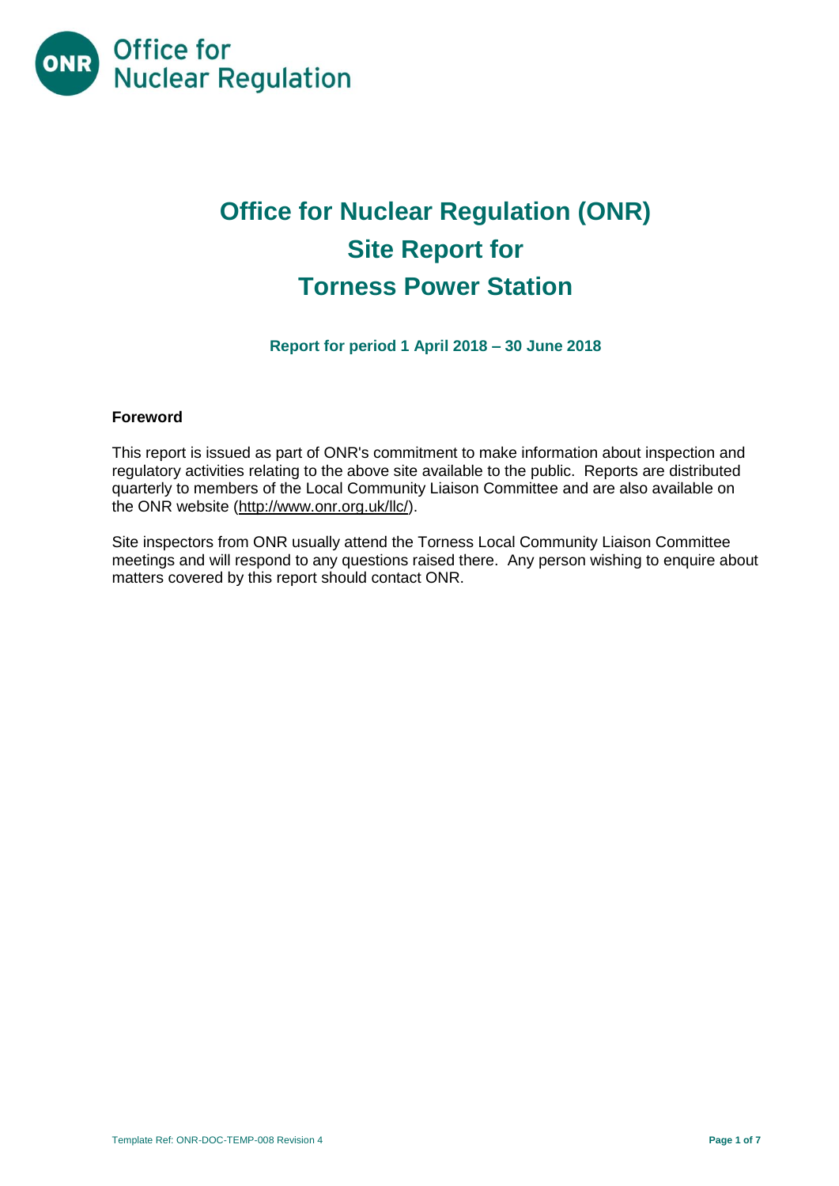Office for Nuclear Regulation

# Office for Nuclear Regulation (ONR) Site Report for Torness Power Station

**Report for period 1 April 2018 – 30 June 2018**

## Foreword

This report is issued as part of ONR's commitment to make information about inspection and regulatory activities relating to the above site available to the public. Reports are distributed quarterly to members of the Local Community Liaison Committee and are also available on the ONR website (http://www.onr.org.uk/llc/).

Site inspectors from ONR usually attend the Torness Local Community Liaison Committee meetings and will respond to any questions raised there. Any person wishing to enquire about matters covered by this report should contact ONR.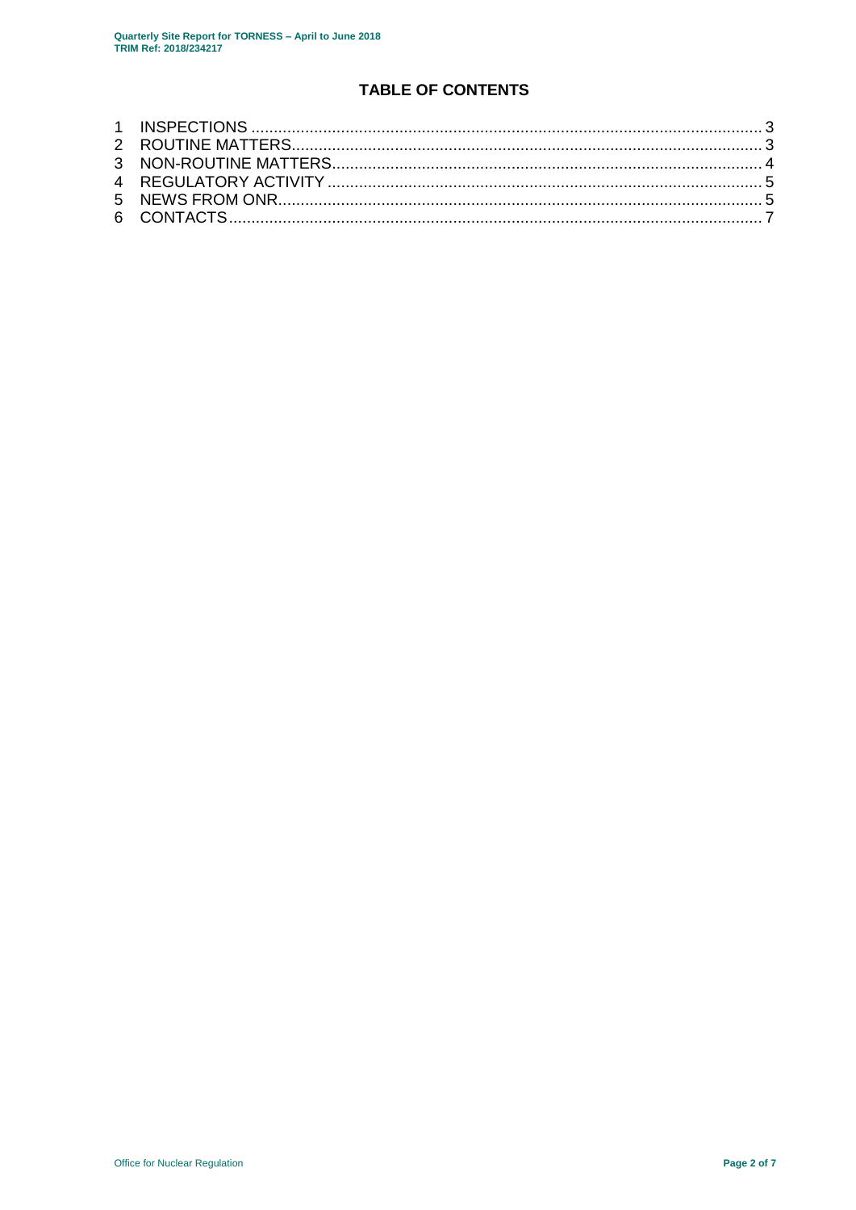## TABLE OF CONTENTS

1 INSPECTIONS ........................................................................................................... 3
2 ROUTINE MATTERS.................................................................................................. 3
3 NON-ROUTINE MATTERS.......................................................................................... 4
4 REGULATORY ACTIVITY ........................................................................................... 5
5 NEWS FROM ONR...................................................................................................... 5
6 CONTACTS................................................................................................................. 7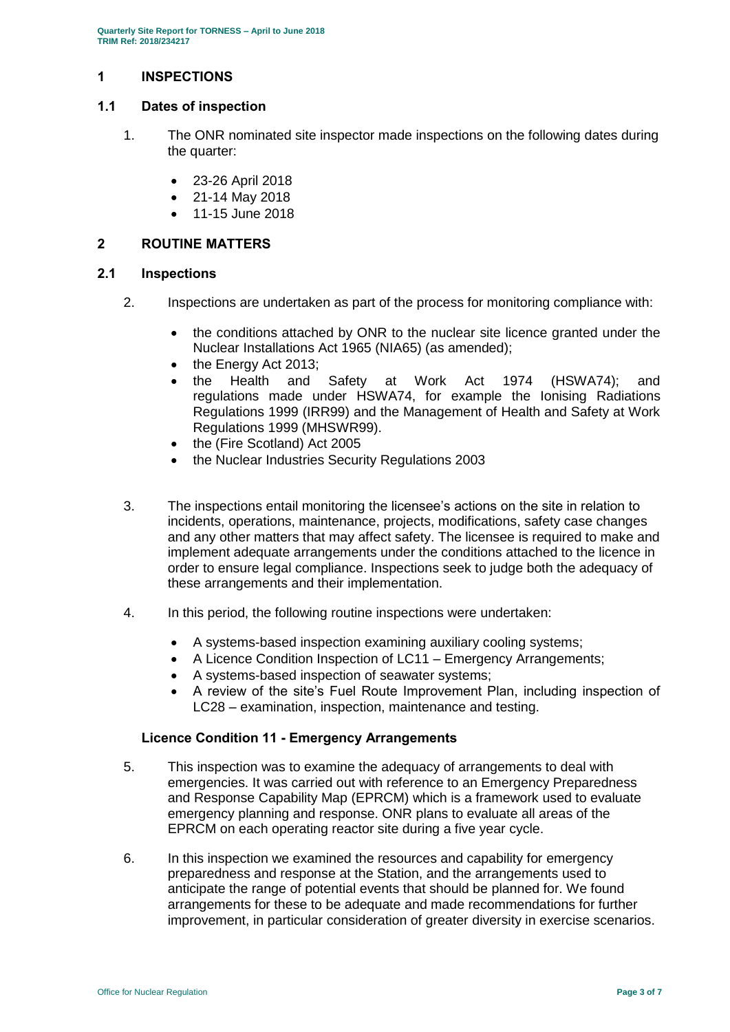## 1 INSPECTIONS

### 1.1 Dates of inspection

1. The ONR nominated site inspector made inspections on the following dates during the quarter:

   - 23-26 April 2018
   - 21-14 May 2018
   - 11-15 June 2018

## 2 ROUTINE MATTERS

### 2.1 Inspections

2. Inspections are undertaken as part of the process for monitoring compliance with:

   - the conditions attached by ONR to the nuclear site licence granted under the Nuclear Installations Act 1965 (NIA65) (as amended);
   - the Energy Act 2013;
   - the Health and Safety at Work Act 1974 (HSWA74); and regulations made under HSWA74, for example the Ionising Radiations Regulations 1999 (IRR99) and the Management of Health and Safety at Work Regulations 1999 (MHSWR99).
   - the (Fire Scotland) Act 2005
   - the Nuclear Industries Security Regulations 2003

3. The inspections entail monitoring the licensee's actions on the site in relation to incidents, operations, maintenance, projects, modifications, safety case changes and any other matters that may affect safety. The licensee is required to make and implement adequate arrangements under the conditions attached to the licence in order to ensure legal compliance. Inspections seek to judge both the adequacy of these arrangements and their implementation.

4. In this period, the following routine inspections were undertaken:

   - A systems-based inspection examining auxiliary cooling systems;
   - A Licence Condition Inspection of LC11 – Emergency Arrangements;
   - A systems-based inspection of seawater systems;
   - A review of the site's Fuel Route Improvement Plan, including inspection of LC28 – examination, inspection, maintenance and testing.

**Licence Condition 11 - Emergency Arrangements**

5. This inspection was to examine the adequacy of arrangements to deal with emergencies. It was carried out with reference to an Emergency Preparedness and Response Capability Map (EPRCM) which is a framework used to evaluate emergency planning and response. ONR plans to evaluate all areas of the EPRCM on each operating reactor site during a five year cycle.

6. In this inspection we examined the resources and capability for emergency preparedness and response at the Station, and the arrangements used to anticipate the range of potential events that should be planned for. We found arrangements for these to be adequate and made recommendations for further improvement, in particular consideration of greater diversity in exercise scenarios.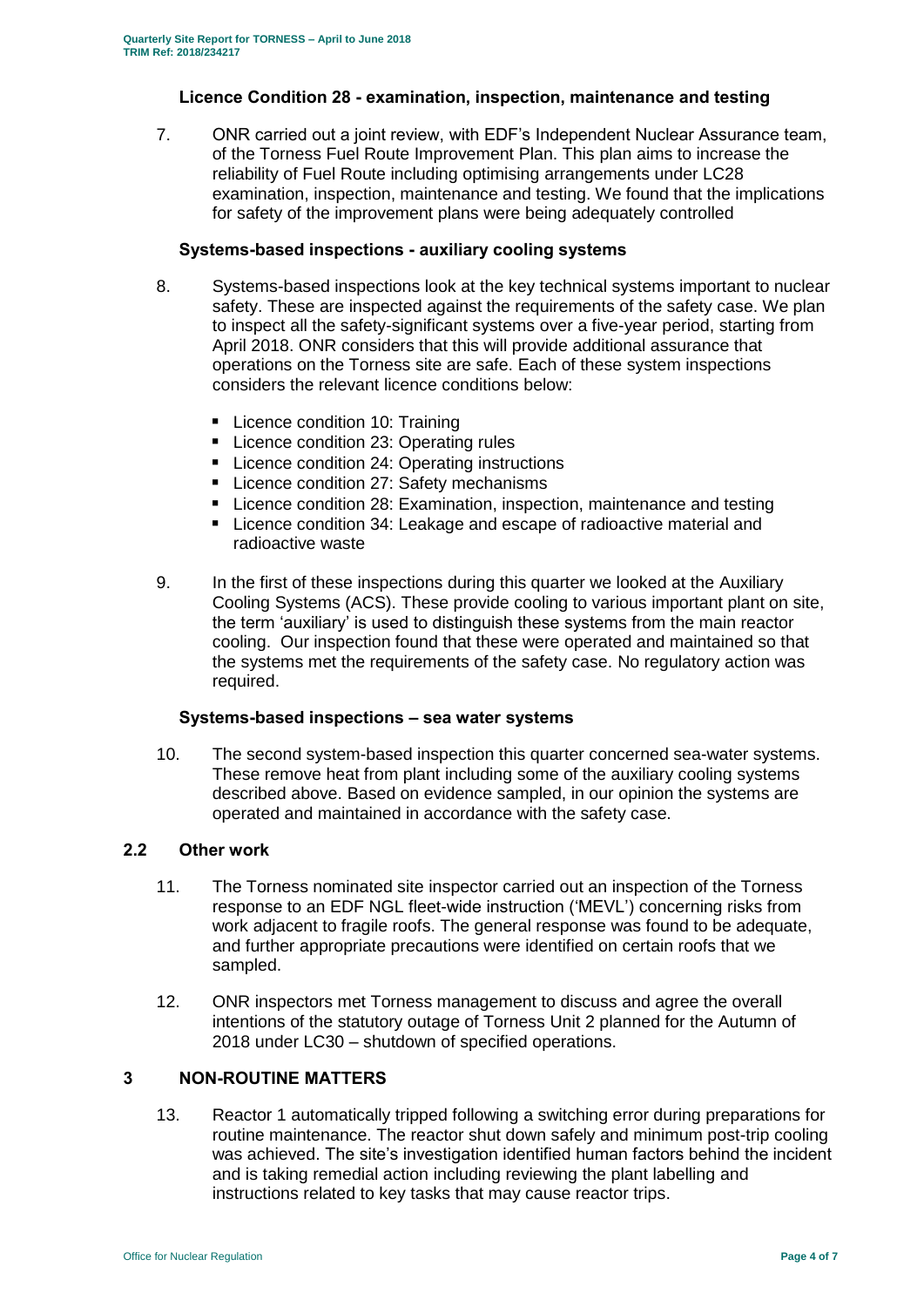### Licence Condition 28 - examination, inspection, maintenance and testing

7. ONR carried out a joint review, with EDF's Independent Nuclear Assurance team, of the Torness Fuel Route Improvement Plan. This plan aims to increase the reliability of Fuel Route including optimising arrangements under LC28 examination, inspection, maintenance and testing. We found that the implications for safety of the improvement plans were being adequately controlled

### Systems-based inspections - auxiliary cooling systems

8. Systems-based inspections look at the key technical systems important to nuclear safety. These are inspected against the requirements of the safety case. We plan to inspect all the safety-significant systems over a five-year period, starting from April 2018. ONR considers that this will provide additional assurance that operations on the Torness site are safe. Each of these system inspections considers the relevant licence conditions below:

   - Licence condition 10: Training
   - Licence condition 23: Operating rules
   - Licence condition 24: Operating instructions
   - Licence condition 27: Safety mechanisms
   - Licence condition 28: Examination, inspection, maintenance and testing
   - Licence condition 34: Leakage and escape of radioactive material and radioactive waste

9. In the first of these inspections during this quarter we looked at the Auxiliary Cooling Systems (ACS). These provide cooling to various important plant on site, the term 'auxiliary' is used to distinguish these systems from the main reactor cooling. Our inspection found that these were operated and maintained so that the systems met the requirements of the safety case. No regulatory action was required.

### Systems-based inspections – sea water systems

10. The second system-based inspection this quarter concerned sea-water systems. These remove heat from plant including some of the auxiliary cooling systems described above. Based on evidence sampled, in our opinion the systems are operated and maintained in accordance with the safety case.

## 2.2 Other work

11. The Torness nominated site inspector carried out an inspection of the Torness response to an EDF NGL fleet-wide instruction ('MEVL') concerning risks from work adjacent to fragile roofs. The general response was found to be adequate, and further appropriate precautions were identified on certain roofs that we sampled.

12. ONR inspectors met Torness management to discuss and agree the overall intentions of the statutory outage of Torness Unit 2 planned for the Autumn of 2018 under LC30 – shutdown of specified operations.

# 3 NON-ROUTINE MATTERS

13. Reactor 1 automatically tripped following a switching error during preparations for routine maintenance. The reactor shut down safely and minimum post-trip cooling was achieved. The site's investigation identified human factors behind the incident and is taking remedial action including reviewing the plant labelling and instructions related to key tasks that may cause reactor trips.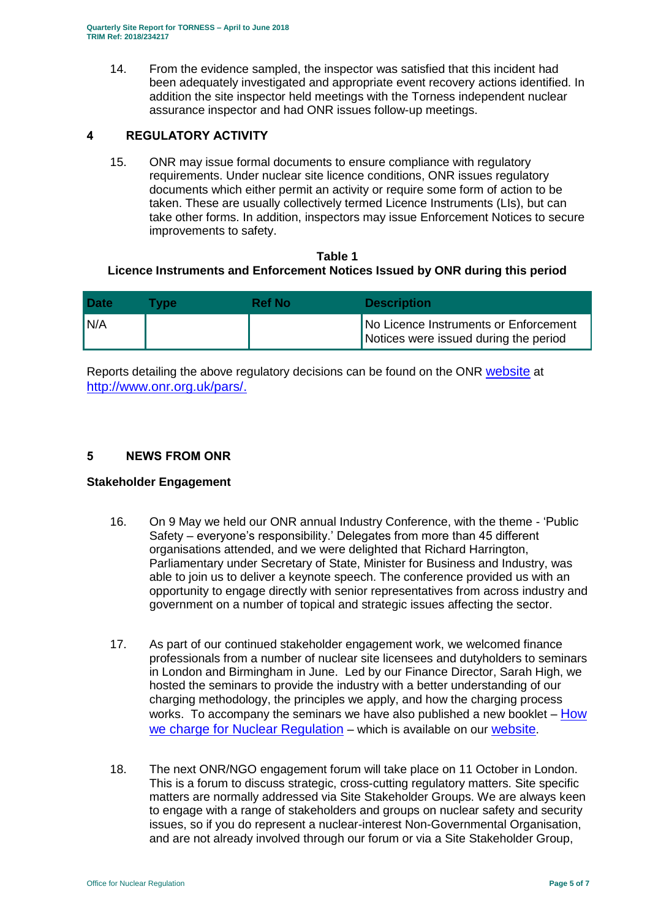14. From the evidence sampled, the inspector was satisfied that this incident had been adequately investigated and appropriate event recovery actions identified. In addition the site inspector held meetings with the Torness independent nuclear assurance inspector and had ONR issues follow-up meetings.

## 4 REGULATORY ACTIVITY

15. ONR may issue formal documents to ensure compliance with regulatory requirements. Under nuclear site licence conditions, ONR issues regulatory documents which either permit an activity or require some form of action to be taken. These are usually collectively termed Licence Instruments (LIs), but can take other forms. In addition, inspectors may issue Enforcement Notices to secure improvements to safety.

**Table 1**
**Licence Instruments and Enforcement Notices Issued by ONR during this period**

| Date | Type | Ref No | Description |
|---|---|---|---|
| N/A | | | No Licence Instruments or Enforcement Notices were issued during the period |

Reports detailing the above regulatory decisions can be found on the ONR website at http://www.onr.org.uk/pars/.

## 5 NEWS FROM ONR

### Stakeholder Engagement

16. On 9 May we held our ONR annual Industry Conference, with the theme - 'Public Safety – everyone's responsibility.' Delegates from more than 45 different organisations attended, and we were delighted that Richard Harrington, Parliamentary under Secretary of State, Minister for Business and Industry, was able to join us to deliver a keynote speech. The conference provided us with an opportunity to engage directly with senior representatives from across industry and government on a number of topical and strategic issues affecting the sector.

17. As part of our continued stakeholder engagement work, we welcomed finance professionals from a number of nuclear site licensees and dutyholders to seminars in London and Birmingham in June. Led by our Finance Director, Sarah High, we hosted the seminars to provide the industry with a better understanding of our charging methodology, the principles we apply, and how the charging process works. To accompany the seminars we have also published a new booklet – How we charge for Nuclear Regulation – which is available on our website.

18. The next ONR/NGO engagement forum will take place on 11 October in London. This is a forum to discuss strategic, cross-cutting regulatory matters. Site specific matters are normally addressed via Site Stakeholder Groups. We are always keen to engage with a range of stakeholders and groups on nuclear safety and security issues, so if you do represent a nuclear-interest Non-Governmental Organisation, and are not already involved through our forum or via a Site Stakeholder Group,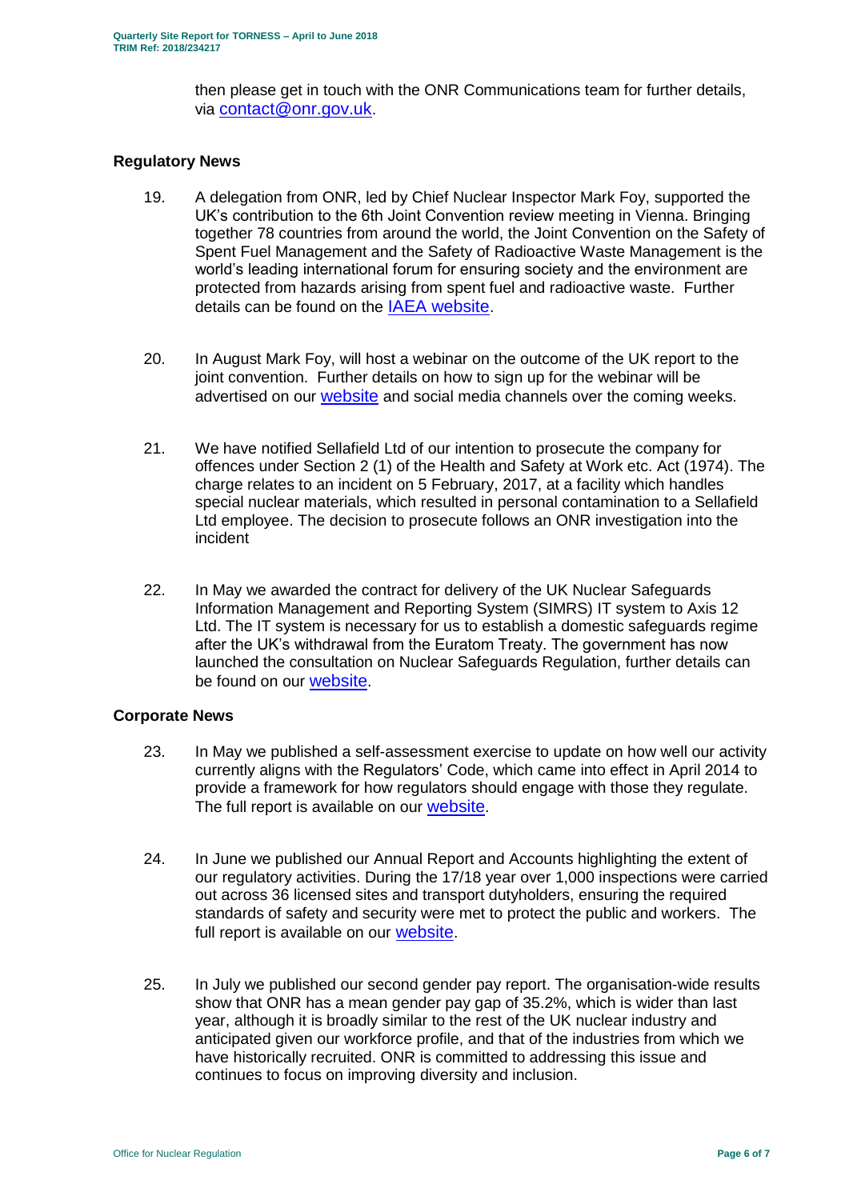then please get in touch with the ONR Communications team for further details, via [contact@onr.gov.uk](mailto:contact@onr.gov.uk).

## Regulatory News

19. A delegation from ONR, led by Chief Nuclear Inspector Mark Foy, supported the UK's contribution to the 6th Joint Convention review meeting in Vienna. Bringing together 78 countries from around the world, the Joint Convention on the Safety of Spent Fuel Management and the Safety of Radioactive Waste Management is the world's leading international forum for ensuring society and the environment are protected from hazards arising from spent fuel and radioactive waste. Further details can be found on the IAEA website.

20. In August Mark Foy, will host a webinar on the outcome of the UK report to the joint convention. Further details on how to sign up for the webinar will be advertised on our website and social media channels over the coming weeks.

21. We have notified Sellafield Ltd of our intention to prosecute the company for offences under Section 2 (1) of the Health and Safety at Work etc. Act (1974). The charge relates to an incident on 5 February, 2017, at a facility which handles special nuclear materials, which resulted in personal contamination to a Sellafield Ltd employee. The decision to prosecute follows an ONR investigation into the incident

22. In May we awarded the contract for delivery of the UK Nuclear Safeguards Information Management and Reporting System (SIMRS) IT system to Axis 12 Ltd. The IT system is necessary for us to establish a domestic safeguards regime after the UK's withdrawal from the Euratom Treaty. The government has now launched the consultation on Nuclear Safeguards Regulation, further details can be found on our website.

## Corporate News

23. In May we published a self-assessment exercise to update on how well our activity currently aligns with the Regulators' Code, which came into effect in April 2014 to provide a framework for how regulators should engage with those they regulate. The full report is available on our website.

24. In June we published our Annual Report and Accounts highlighting the extent of our regulatory activities. During the 17/18 year over 1,000 inspections were carried out across 36 licensed sites and transport dutyholders, ensuring the required standards of safety and security were met to protect the public and workers. The full report is available on our website.

25. In July we published our second gender pay report. The organisation-wide results show that ONR has a mean gender pay gap of 35.2%, which is wider than last year, although it is broadly similar to the rest of the UK nuclear industry and anticipated given our workforce profile, and that of the industries from which we have historically recruited. ONR is committed to addressing this issue and continues to focus on improving diversity and inclusion.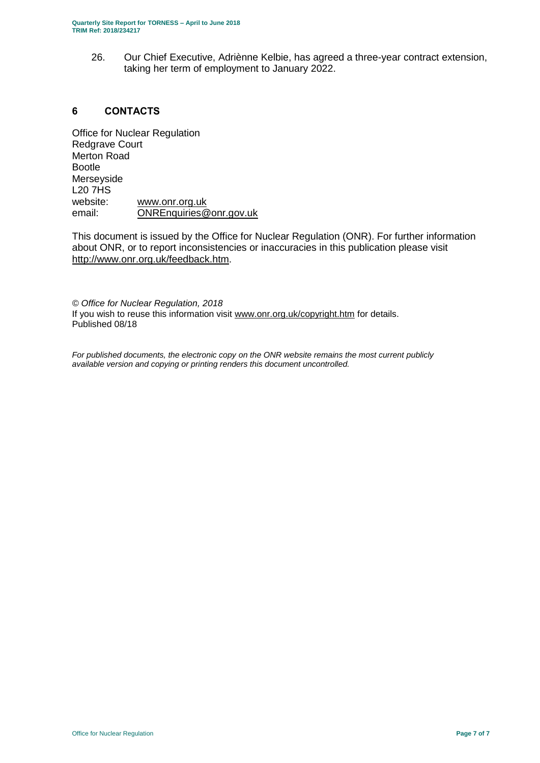26. Our Chief Executive, Adriènne Kelbie, has agreed a three-year contract extension, taking her term of employment to January 2022.

## 6 CONTACTS

Office for Nuclear Regulation
Redgrave Court
Merton Road
Bootle
Merseyside
L20 7HS
website: www.onr.org.uk
email: ONREnquiries@onr.gov.uk

This document is issued by the Office for Nuclear Regulation (ONR). For further information about ONR, or to report inconsistencies or inaccuracies in this publication please visit http://www.onr.org.uk/feedback.htm.

*© Office for Nuclear Regulation, 2018*
If you wish to reuse this information visit www.onr.org.uk/copyright.htm for details.
Published 08/18

*For published documents, the electronic copy on the ONR website remains the most current publicly available version and copying or printing renders this document uncontrolled.*